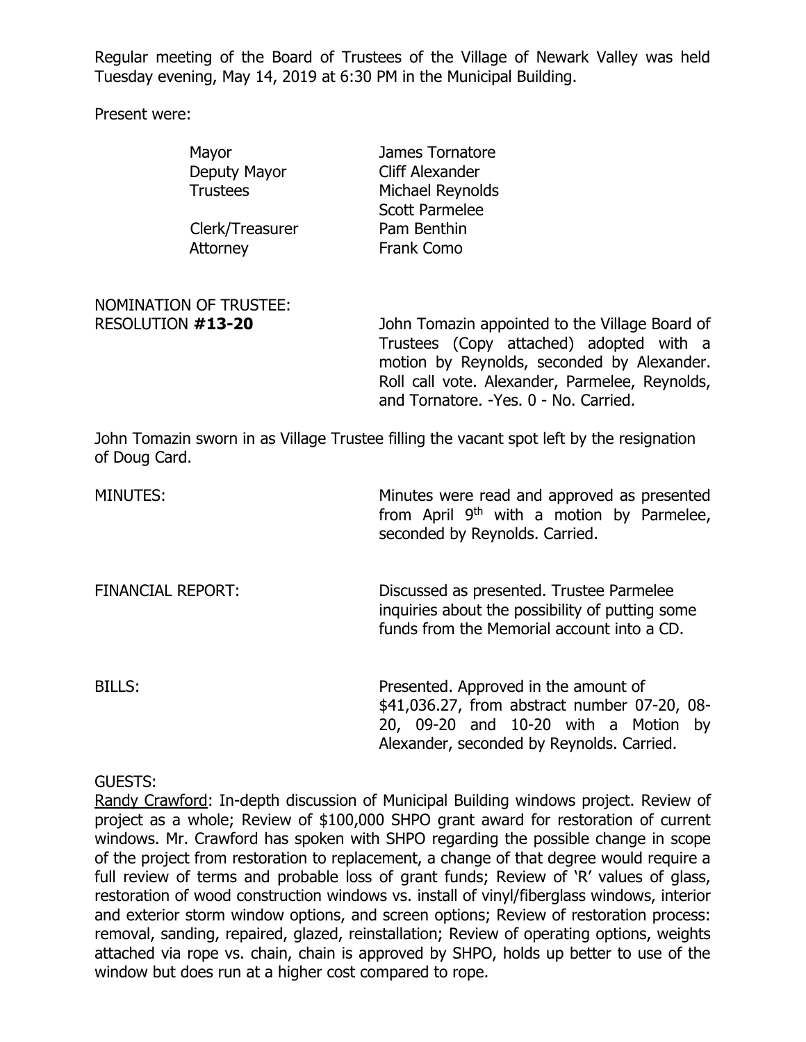Regular meeting of the Board of Trustees of the Village of Newark Valley was held Tuesday evening, May 14, 2019 at 6:30 PM in the Municipal Building.

Present were:

| | |
|---|---|
| Mayor | James Tornatore |
| Deputy Mayor | Cliff Alexander |
| Trustees | Michael Reynolds |
| | Scott Parmelee |
| Clerk/Treasurer | Pam Benthin |
| Attorney | Frank Como |

NOMINATION OF TRUSTEE:
RESOLUTION **#13-20** — John Tomazin appointed to the Village Board of Trustees (Copy attached) adopted with a motion by Reynolds, seconded by Alexander. Roll call vote. Alexander, Parmelee, Reynolds, and Tornatore. -Yes. 0 - No. Carried.

John Tomazin sworn in as Village Trustee filling the vacant spot left by the resignation of Doug Card.

MINUTES: Minutes were read and approved as presented from April 9th with a motion by Parmelee, seconded by Reynolds. Carried.

FINANCIAL REPORT: Discussed as presented. Trustee Parmelee inquiries about the possibility of putting some funds from the Memorial account into a CD.

BILLS: Presented. Approved in the amount of $41,036.27, from abstract number 07-20, 08-20, 09-20 and 10-20 with a Motion by Alexander, seconded by Reynolds. Carried.

GUESTS:

Randy Crawford: In-depth discussion of Municipal Building windows project. Review of project as a whole; Review of $100,000 SHPO grant award for restoration of current windows. Mr. Crawford has spoken with SHPO regarding the possible change in scope of the project from restoration to replacement, a change of that degree would require a full review of terms and probable loss of grant funds; Review of 'R' values of glass, restoration of wood construction windows vs. install of vinyl/fiberglass windows, interior and exterior storm window options, and screen options; Review of restoration process: removal, sanding, repaired, glazed, reinstallation; Review of operating options, weights attached via rope vs. chain, chain is approved by SHPO, holds up better to use of the window but does run at a higher cost compared to rope.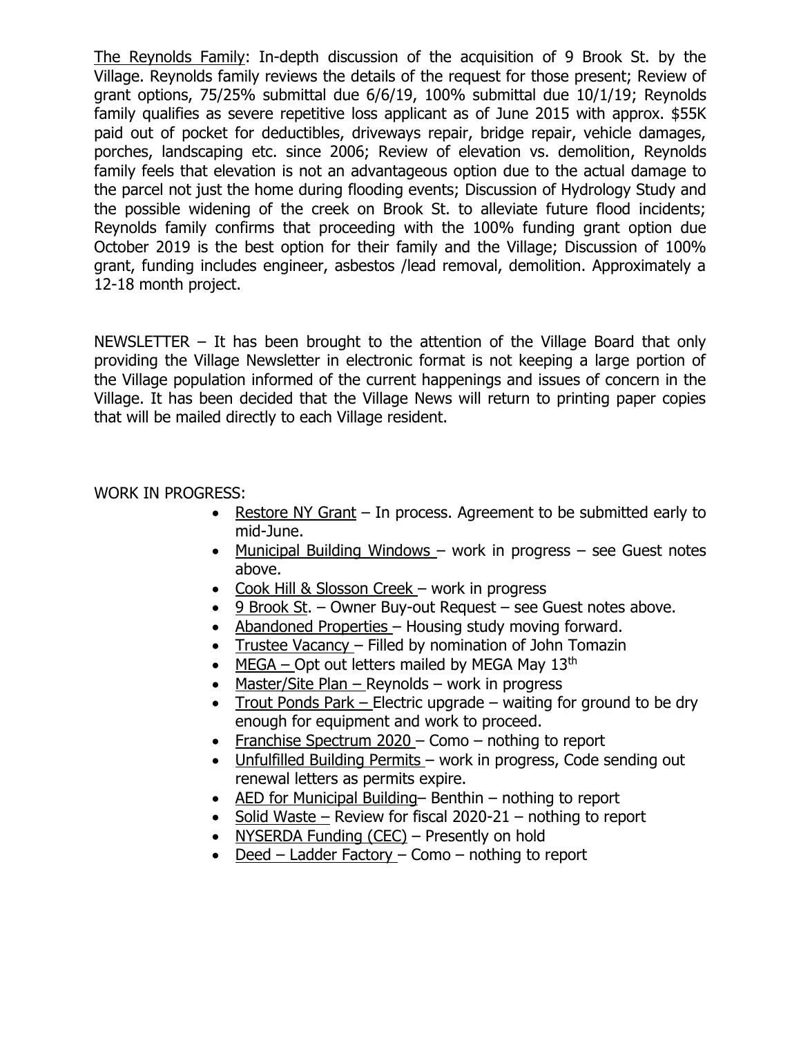The Reynolds Family: In-depth discussion of the acquisition of 9 Brook St. by the Village. Reynolds family reviews the details of the request for those present; Review of grant options, 75/25% submittal due 6/6/19, 100% submittal due 10/1/19; Reynolds family qualifies as severe repetitive loss applicant as of June 2015 with approx. $55K paid out of pocket for deductibles, driveways repair, bridge repair, vehicle damages, porches, landscaping etc. since 2006; Review of elevation vs. demolition, Reynolds family feels that elevation is not an advantageous option due to the actual damage to the parcel not just the home during flooding events; Discussion of Hydrology Study and the possible widening of the creek on Brook St. to alleviate future flood incidents; Reynolds family confirms that proceeding with the 100% funding grant option due October 2019 is the best option for their family and the Village; Discussion of 100% grant, funding includes engineer, asbestos /lead removal, demolition. Approximately a 12-18 month project.

NEWSLETTER – It has been brought to the attention of the Village Board that only providing the Village Newsletter in electronic format is not keeping a large portion of the Village population informed of the current happenings and issues of concern in the Village. It has been decided that the Village News will return to printing paper copies that will be mailed directly to each Village resident.

WORK IN PROGRESS:

- Restore NY Grant – In process. Agreement to be submitted early to mid-June.
- Municipal Building Windows – work in progress – see Guest notes above.
- Cook Hill & Slosson Creek – work in progress
- 9 Brook St. – Owner Buy-out Request – see Guest notes above.
- Abandoned Properties – Housing study moving forward.
- Trustee Vacancy – Filled by nomination of John Tomazin
- MEGA – Opt out letters mailed by MEGA May 13th
- Master/Site Plan – Reynolds – work in progress
- Trout Ponds Park – Electric upgrade – waiting for ground to be dry enough for equipment and work to proceed.
- Franchise Spectrum 2020 – Como – nothing to report
- Unfulfilled Building Permits – work in progress, Code sending out renewal letters as permits expire.
- AED for Municipal Building– Benthin – nothing to report
- Solid Waste – Review for fiscal 2020-21 – nothing to report
- NYSERDA Funding (CEC) – Presently on hold
- Deed – Ladder Factory – Como – nothing to report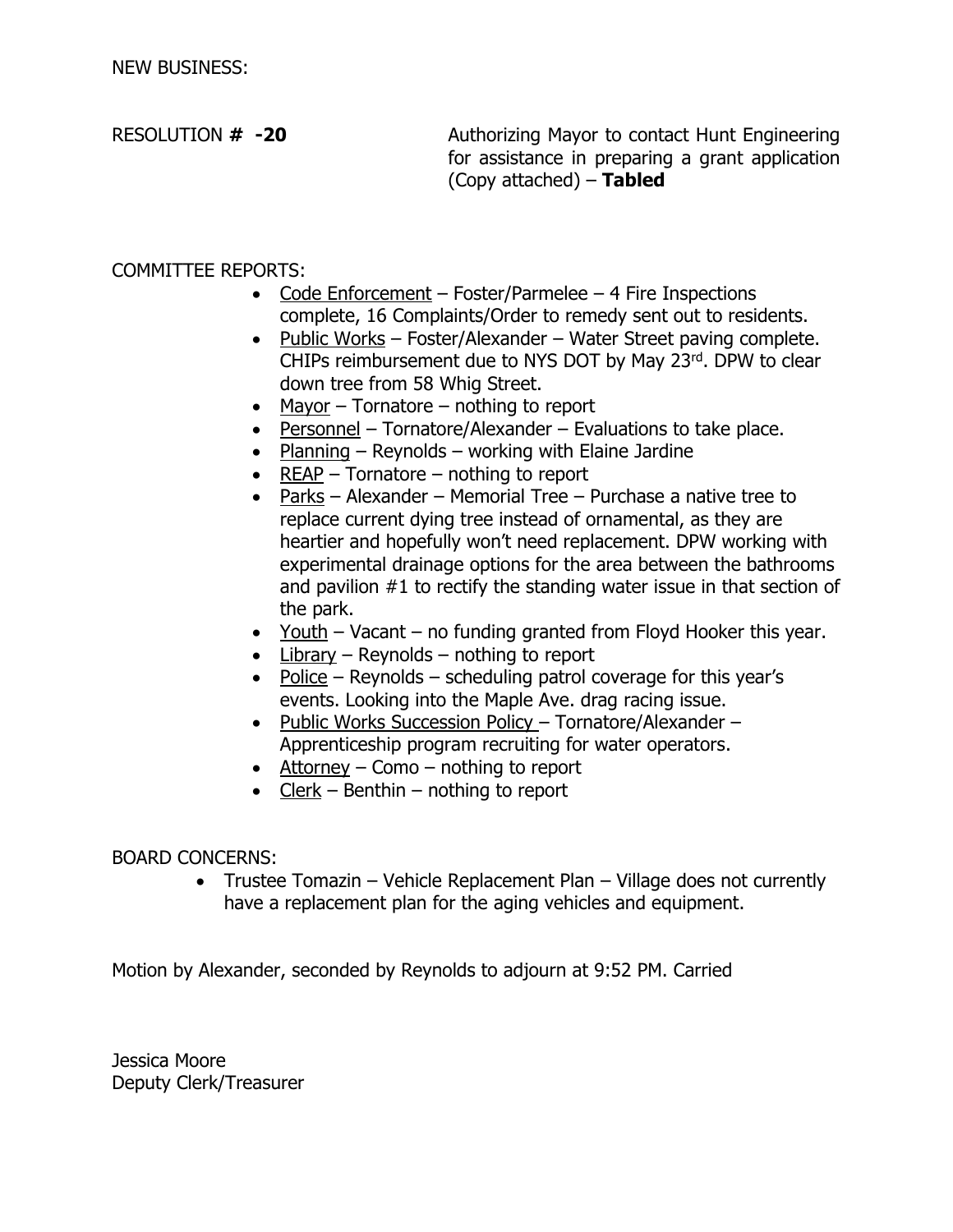NEW BUSINESS:

RESOLUTION **# -20** Authorizing Mayor to contact Hunt Engineering for assistance in preparing a grant application (Copy attached) – **Tabled**

COMMITTEE REPORTS:

- Code Enforcement – Foster/Parmelee – 4 Fire Inspections complete, 16 Complaints/Order to remedy sent out to residents.
- Public Works – Foster/Alexander – Water Street paving complete. CHIPs reimbursement due to NYS DOT by May 23rd. DPW to clear down tree from 58 Whig Street.
- Mayor – Tornatore – nothing to report
- Personnel – Tornatore/Alexander – Evaluations to take place.
- Planning – Reynolds – working with Elaine Jardine
- REAP – Tornatore – nothing to report
- Parks – Alexander – Memorial Tree – Purchase a native tree to replace current dying tree instead of ornamental, as they are heartier and hopefully won't need replacement. DPW working with experimental drainage options for the area between the bathrooms and pavilion #1 to rectify the standing water issue in that section of the park.
- Youth – Vacant – no funding granted from Floyd Hooker this year.
- Library – Reynolds – nothing to report
- Police – Reynolds – scheduling patrol coverage for this year's events. Looking into the Maple Ave. drag racing issue.
- Public Works Succession Policy – Tornatore/Alexander – Apprenticeship program recruiting for water operators.
- Attorney – Como – nothing to report
- Clerk – Benthin – nothing to report

BOARD CONCERNS:

- Trustee Tomazin – Vehicle Replacement Plan – Village does not currently have a replacement plan for the aging vehicles and equipment.

Motion by Alexander, seconded by Reynolds to adjourn at 9:52 PM. Carried

Jessica Moore
Deputy Clerk/Treasurer